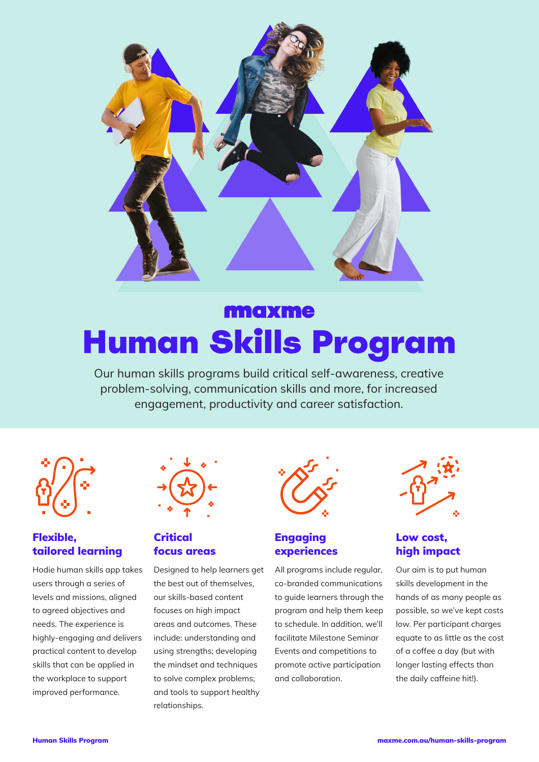maxme

# Human Skills Program

Our human skills programs build critical self-awareness, creative problem-solving, communication skills and more, for increased engagement, productivity and career satisfaction.

### Flexible, tailored learning

Hodie human skills app takes users through a series of levels and missions, aligned to agreed objectives and needs. The experience is highly-engaging and delivers practical content to develop skills that can be applied in the workplace to support improved performance.

### Critical focus areas

Designed to help learners get the best out of themselves, our skills-based content focuses on high impact areas and outcomes. These include: understanding and using strengths; developing the mindset and techniques to solve complex problems; and tools to support healthy relationships.

### Engaging experiences

All programs include regular, co-branded communications to guide learners through the program and help them keep to schedule. In addition, we'll facilitate Milestone Seminar Events and competitions to promote active participation and collaboration.

### Low cost, high impact

Our aim is to put human skills development in the hands of as many people as possible, so we've kept costs low. Per participant charges equate to as little as the cost of a coffee a day (but with longer lasting effects than the daily caffeine hit!).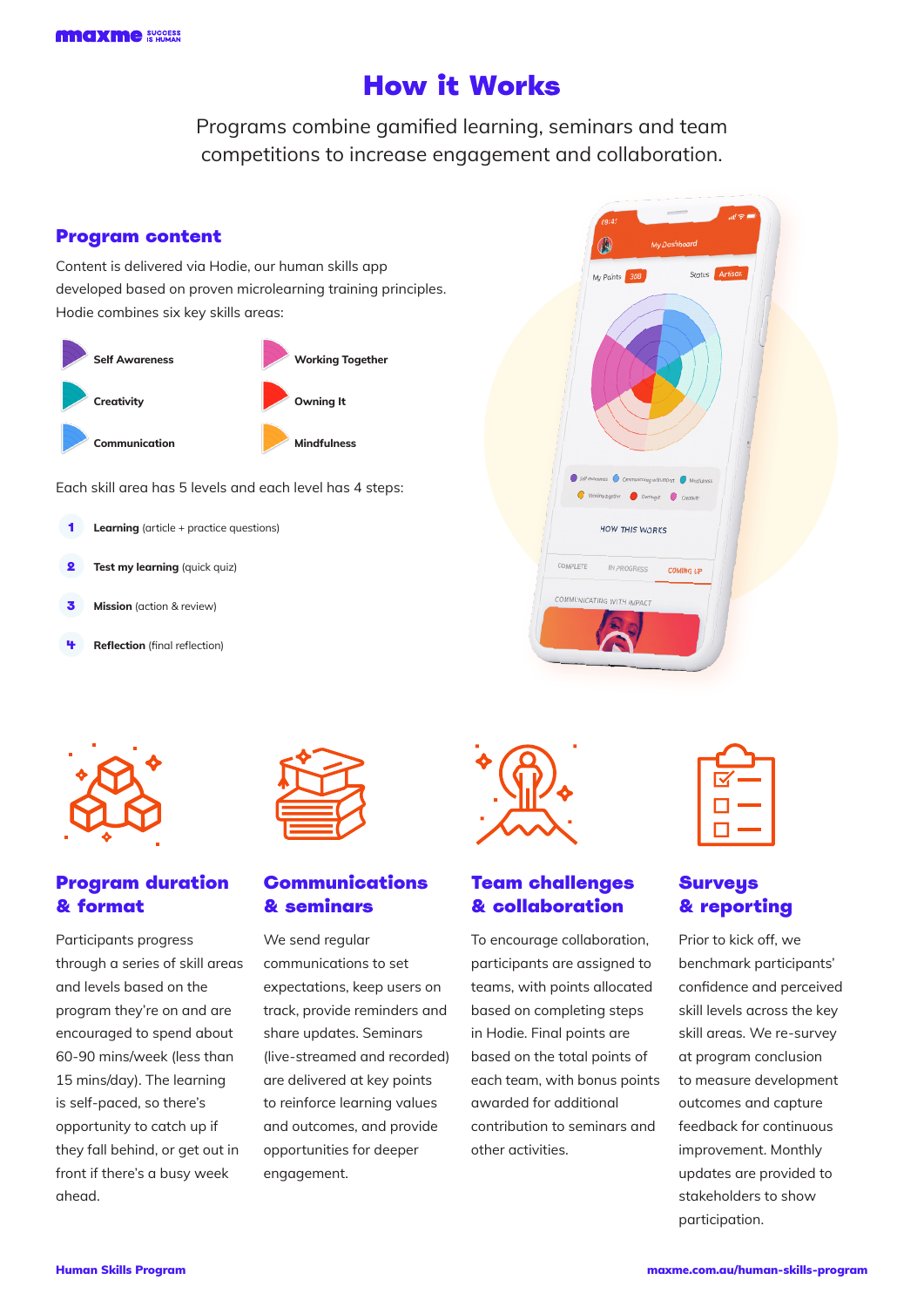# How it Works

Programs combine gamified learning, seminars and team competitions to increase engagement and collaboration.

## Program content

Content is delivered via Hodie, our human skills app developed based on proven microlearning training principles. Hodie combines six key skills areas:

- Self Awareness
- Working Together
- Creativity
- Owning It
- Communication
- Mindfulness

Each skill area has 5 levels and each level has 4 steps:

1. **Learning** (article + practice questions)
2. **Test my learning** (quick quiz)
3. **Mission** (action & review)
4. **Reflection** (final reflection)

## Program duration & format

Participants progress through a series of skill areas and levels based on the program they're on and are encouraged to spend about 60-90 mins/week (less than 15 mins/day). The learning is self-paced, so there's opportunity to catch up if they fall behind, or get out in front if there's a busy week ahead.

## Communications & seminars

We send regular communications to set expectations, keep users on track, provide reminders and share updates. Seminars (live-streamed and recorded) are delivered at key points to reinforce learning values and outcomes, and provide opportunities for deeper engagement.

## Team challenges & collaboration

To encourage collaboration, participants are assigned to teams, with points allocated based on completing steps in Hodie. Final points are based on the total points of each team, with bonus points awarded for additional contribution to seminars and other activities.

## Surveys & reporting

Prior to kick off, we benchmark participants' confidence and perceived skill levels across the key skill areas. We re-survey at program conclusion to measure development outcomes and capture feedback for continuous improvement. Monthly updates are provided to stakeholders to show participation.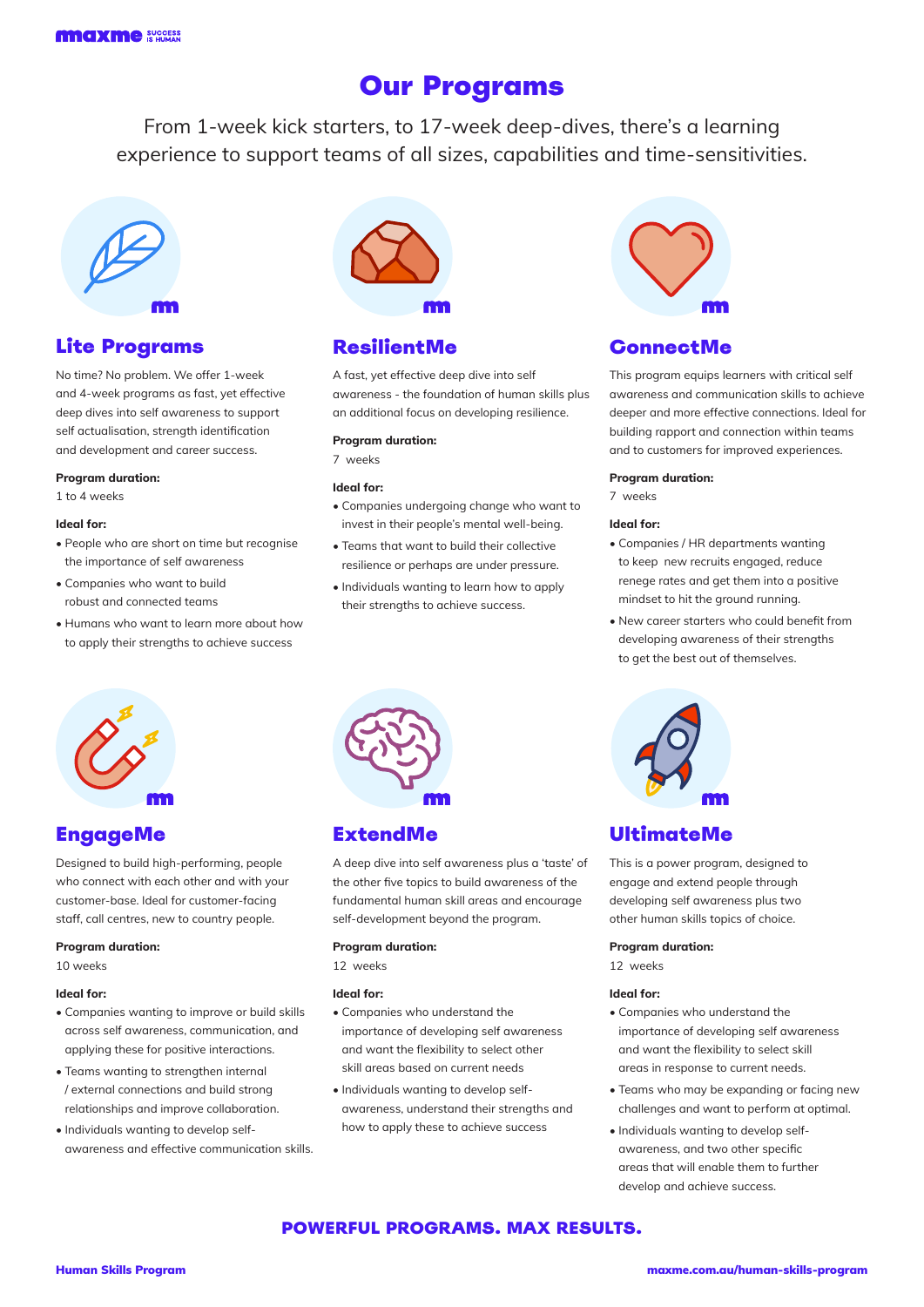# Our Programs

From 1-week kick starters, to 17-week deep-dives, there's a learning experience to support teams of all sizes, capabilities and time-sensitivities.

## Lite Programs

No time? No problem. We offer 1-week and 4-week programs as fast, yet effective deep dives into self awareness to support self actualisation, strength identification and development and career success.

**Program duration:**

1 to 4 weeks

**Ideal for:**

- People who are short on time but recognise the importance of self awareness
- Companies who want to build robust and connected teams
- Humans who want to learn more about how to apply their strengths to achieve success

## ResilientMe

A fast, yet effective deep dive into self awareness - the foundation of human skills plus an additional focus on developing resilience.

**Program duration:**

7 weeks

**Ideal for:**

- Companies undergoing change who want to invest in their people's mental well-being.
- Teams that want to build their collective resilience or perhaps are under pressure.
- Individuals wanting to learn how to apply their strengths to achieve success.

## ConnectMe

This program equips learners with critical self awareness and communication skills to achieve deeper and more effective connections. Ideal for building rapport and connection within teams and to customers for improved experiences.

**Program duration:**

7 weeks

**Ideal for:**

- Companies / HR departments wanting to keep new recruits engaged, reduce renege rates and get them into a positive mindset to hit the ground running.
- New career starters who could benefit from developing awareness of their strengths to get the best out of themselves.

## EngageMe

Designed to build high-performing, people who connect with each other and with your customer-base. Ideal for customer-facing staff, call centres, new to country people.

**Program duration:**

10 weeks

**Ideal for:**

- Companies wanting to improve or build skills across self awareness, communication, and applying these for positive interactions.
- Teams wanting to strengthen internal / external connections and build strong relationships and improve collaboration.
- Individuals wanting to develop self-awareness and effective communication skills.

## ExtendMe

A deep dive into self awareness plus a 'taste' of the other five topics to build awareness of the fundamental human skill areas and encourage self-development beyond the program.

**Program duration:**

12 weeks

**Ideal for:**

- Companies who understand the importance of developing self awareness and want the flexibility to select other skill areas based on current needs
- Individuals wanting to develop self-awareness, understand their strengths and how to apply these to achieve success

## UltimateMe

This is a power program, designed to engage and extend people through developing self awareness plus two other human skills topics of choice.

**Program duration:**

12 weeks

**Ideal for:**

- Companies who understand the importance of developing self awareness and want the flexibility to select skill areas in response to current needs.
- Teams who may be expanding or facing new challenges and want to perform at optimal.
- Individuals wanting to develop self-awareness, and two other specific areas that will enable them to further develop and achieve success.

**POWERFUL PROGRAMS. MAX RESULTS.**